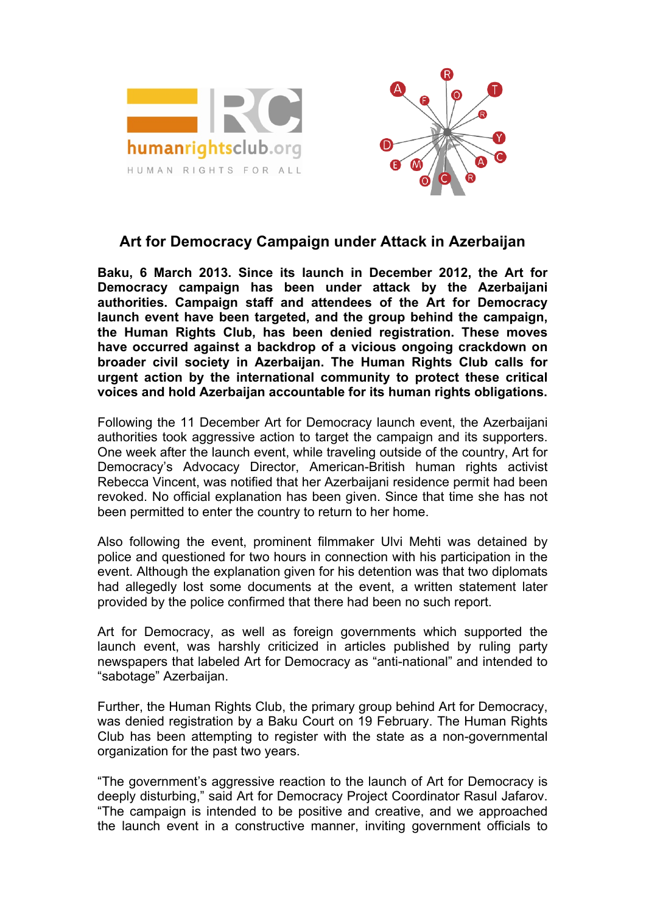humanrightsclub.org

HUMAN RIGHTS FOR ALL

# Art for Democracy Campaign under Attack in Azerbaijan

**Baku, 6 March 2013. Since its launch in December 2012, the Art for Democracy campaign has been under attack by the Azerbaijani authorities. Campaign staff and attendees of the Art for Democracy launch event have been targeted, and the group behind the campaign, the Human Rights Club, has been denied registration. These moves have occurred against a backdrop of a vicious ongoing crackdown on broader civil society in Azerbaijan. The Human Rights Club calls for urgent action by the international community to protect these critical voices and hold Azerbaijan accountable for its human rights obligations.**

Following the 11 December Art for Democracy launch event, the Azerbaijani authorities took aggressive action to target the campaign and its supporters. One week after the launch event, while traveling outside of the country, Art for Democracy's Advocacy Director, American-British human rights activist Rebecca Vincent, was notified that her Azerbaijani residence permit had been revoked. No official explanation has been given. Since that time she has not been permitted to enter the country to return to her home.

Also following the event, prominent filmmaker Ulvi Mehti was detained by police and questioned for two hours in connection with his participation in the event. Although the explanation given for his detention was that two diplomats had allegedly lost some documents at the event, a written statement later provided by the police confirmed that there had been no such report.

Art for Democracy, as well as foreign governments which supported the launch event, was harshly criticized in articles published by ruling party newspapers that labeled Art for Democracy as "anti-national" and intended to "sabotage" Azerbaijan.

Further, the Human Rights Club, the primary group behind Art for Democracy, was denied registration by a Baku Court on 19 February. The Human Rights Club has been attempting to register with the state as a non-governmental organization for the past two years.

"The government's aggressive reaction to the launch of Art for Democracy is deeply disturbing," said Art for Democracy Project Coordinator Rasul Jafarov. "The campaign is intended to be positive and creative, and we approached the launch event in a constructive manner, inviting government officials to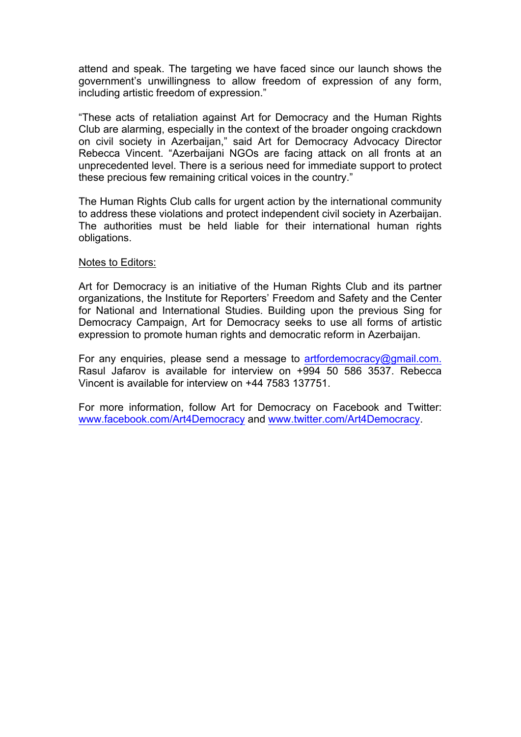attend and speak. The targeting we have faced since our launch shows the government's unwillingness to allow freedom of expression of any form, including artistic freedom of expression."

"These acts of retaliation against Art for Democracy and the Human Rights Club are alarming, especially in the context of the broader ongoing crackdown on civil society in Azerbaijan," said Art for Democracy Advocacy Director Rebecca Vincent. "Azerbaijani NGOs are facing attack on all fronts at an unprecedented level. There is a serious need for immediate support to protect these precious few remaining critical voices in the country."

The Human Rights Club calls for urgent action by the international community to address these violations and protect independent civil society in Azerbaijan. The authorities must be held liable for their international human rights obligations.

Notes to Editors:

Art for Democracy is an initiative of the Human Rights Club and its partner organizations, the Institute for Reporters' Freedom and Safety and the Center for National and International Studies. Building upon the previous Sing for Democracy Campaign, Art for Democracy seeks to use all forms of artistic expression to promote human rights and democratic reform in Azerbaijan.

For any enquiries, please send a message to artfordemocracy@gmail.com. Rasul Jafarov is available for interview on +994 50 586 3537. Rebecca Vincent is available for interview on +44 7583 137751.

For more information, follow Art for Democracy on Facebook and Twitter: www.facebook.com/Art4Democracy and www.twitter.com/Art4Democracy.